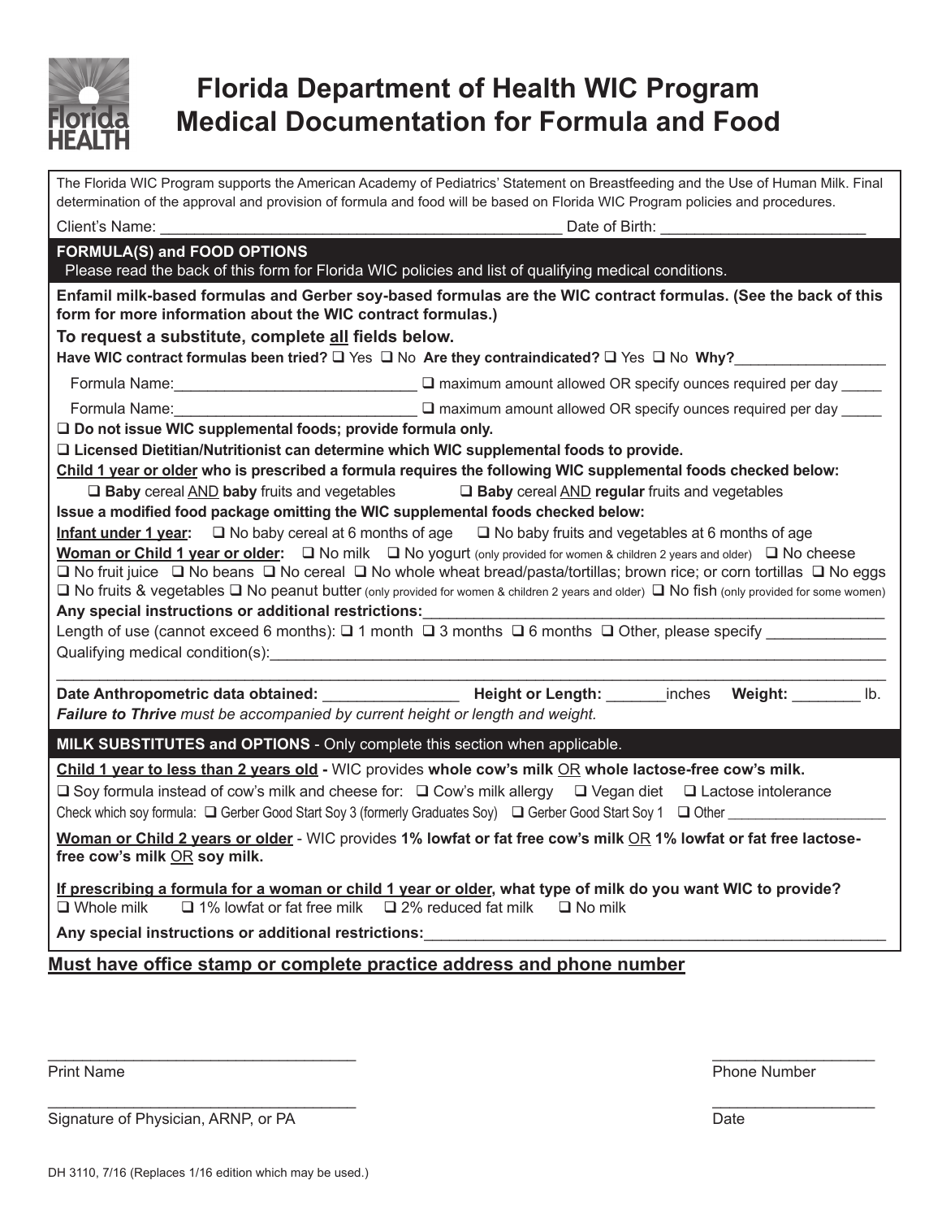# Florida Department of Health WIC Program
# Medical Documentation for Formula and Food

The Florida WIC Program supports the American Academy of Pediatrics' Statement on Breastfeeding and the Use of Human Milk. Final determination of the approval and provision of formula and food will be based on Florida WIC Program policies and procedures.

Client's Name: ______________________________________________ Date of Birth: _______________________

## FORMULA(S) and FOOD OPTIONS

Please read the back of this form for Florida WIC policies and list of qualifying medical conditions.

**Enfamil milk-based formulas and Gerber soy-based formulas are the WIC contract formulas. (See the back of this form for more information about the WIC contract formulas.)**

**To request a substitute, complete all fields below.**

**Have WIC contract formulas been tried?** ❑ Yes ❑ No **Are they contraindicated?** ❑ Yes ❑ No **Why?**__________________

Formula Name:_____________________________ ❑ maximum amount allowed OR specify ounces required per day _____

Formula Name:_____________________________ ❑ maximum amount allowed OR specify ounces required per day _____

❑ **Do not issue WIC supplemental foods; provide formula only.**

❑ **Licensed Dietitian/Nutritionist can determine which WIC supplemental foods to provide.**

**Child 1 year or older who is prescribed a formula requires the following WIC supplemental foods checked below:**

❑ **Baby** cereal AND **baby** fruits and vegetables ❑ **Baby** cereal AND **regular** fruits and vegetables

**Issue a modified food package omitting the WIC supplemental foods checked below:**

**Infant under 1 year:** ❑ No baby cereal at 6 months of age ❑ No baby fruits and vegetables at 6 months of age

**Woman or Child 1 year or older:** ❑ No milk ❑ No yogurt (only provided for women & children 2 years and older) ❑ No cheese ❑ No fruit juice ❑ No beans ❑ No cereal ❑ No whole wheat bread/pasta/tortillas; brown rice; or corn tortillas ❑ No eggs ❑ No fruits & vegetables ❑ No peanut butter (only provided for women & children 2 years and older) ❑ No fish (only provided for some women)

**Any special instructions or additional restrictions:**_______________________________________________

Length of use (cannot exceed 6 months): ❑ 1 month ❑ 3 months ❑ 6 months ❑ Other, please specify _____________

Qualifying medical condition(s):_______________________________________________________________

_______________________________________________________________________________________

**Date Anthropometric data obtained:** _______________ **Height or Length:** _______inches **Weight:** ________ lb.

***Failure to Thrive*** *must be accompanied by current height or length and weight.*

## MILK SUBSTITUTES and OPTIONS - Only complete this section when applicable.

**Child 1 year to less than 2 years old -** WIC provides **whole cow's milk** OR **whole lactose-free cow's milk.**

❑ Soy formula instead of cow's milk and cheese for: ❑ Cow's milk allergy ❑ Vegan diet ❑ Lactose intolerance

Check which soy formula: ❑ Gerber Good Start Soy 3 (formerly Graduates Soy) ❑ Gerber Good Start Soy 1 ❑ Other ________________

**Woman or Child 2 years or older** - WIC provides **1% lowfat or fat free cow's milk** OR **1% lowfat or fat free lactose-free cow's milk** OR **soy milk.**

**If prescribing a formula for a woman or child 1 year or older, what type of milk do you want WIC to provide?**

❑ Whole milk ❑ 1% lowfat or fat free milk ❑ 2% reduced fat milk ❑ No milk

**Any special instructions or additional restrictions:**_______________________________________________

**Must have office stamp or complete practice address and phone number**

___________________________________ ___________________

Print Name Phone Number

___________________________________ ___________________

Signature of Physician, ARNP, or PA Date

DH 3110, 7/16 (Replaces 1/16 edition which may be used.)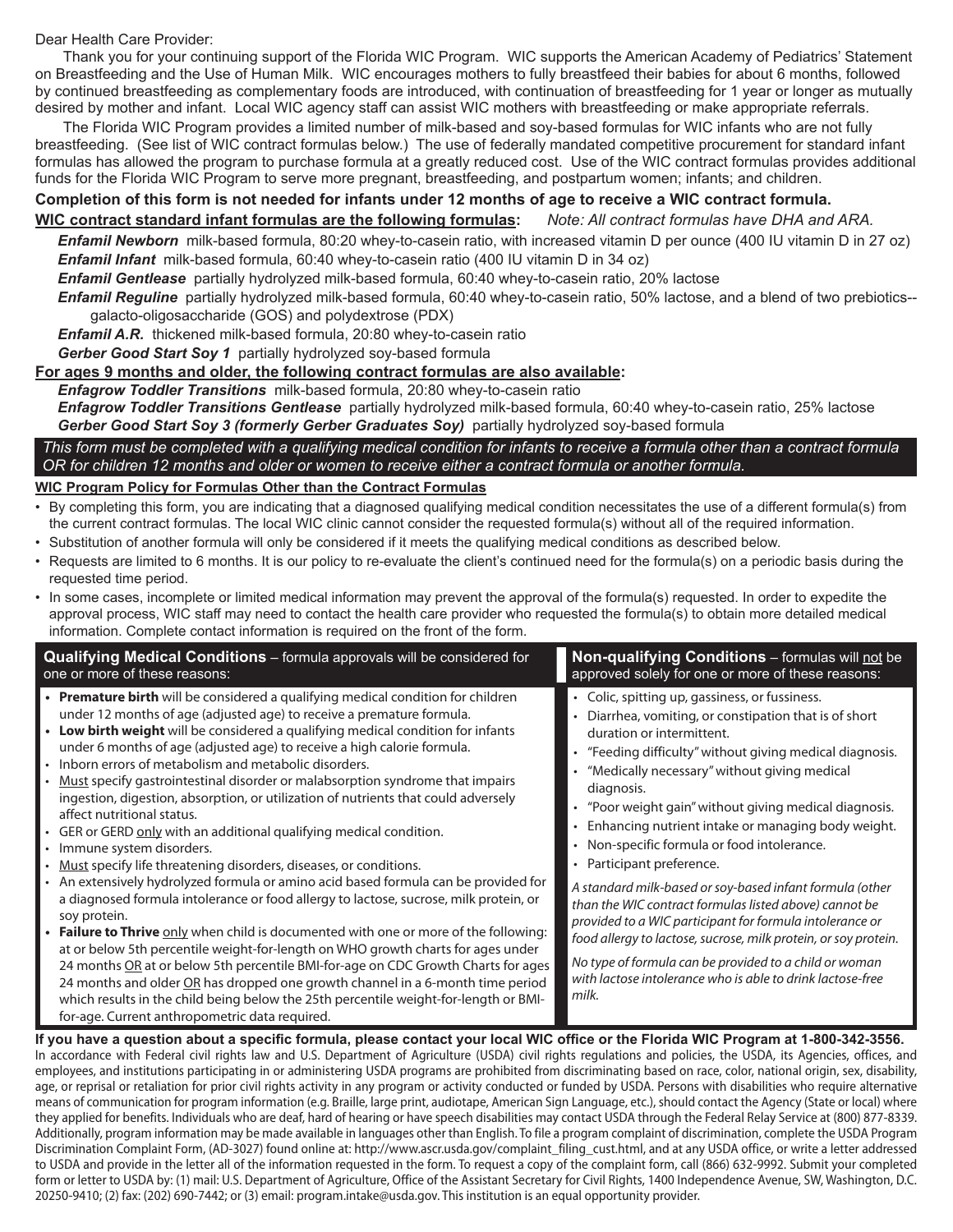Dear Health Care Provider:

Thank you for your continuing support of the Florida WIC Program. WIC supports the American Academy of Pediatrics' Statement on Breastfeeding and the Use of Human Milk. WIC encourages mothers to fully breastfeed their babies for about 6 months, followed by continued breastfeeding as complementary foods are introduced, with continuation of breastfeeding for 1 year or longer as mutually desired by mother and infant. Local WIC agency staff can assist WIC mothers with breastfeeding or make appropriate referrals.

The Florida WIC Program provides a limited number of milk-based and soy-based formulas for WIC infants who are not fully breastfeeding. (See list of WIC contract formulas below.) The use of federally mandated competitive procurement for standard infant formulas has allowed the program to purchase formula at a greatly reduced cost. Use of the WIC contract formulas provides additional funds for the Florida WIC Program to serve more pregnant, breastfeeding, and postpartum women; infants; and children.

**Completion of this form is not needed for infants under 12 months of age to receive a WIC contract formula.**

**WIC contract standard infant formulas are the following formulas:** *Note: All contract formulas have DHA and ARA.*

***Enfamil Newborn*** milk-based formula, 80:20 whey-to-casein ratio, with increased vitamin D per ounce (400 IU vitamin D in 27 oz)
***Enfamil Infant*** milk-based formula, 60:40 whey-to-casein ratio (400 IU vitamin D in 34 oz)
***Enfamil Gentlease*** partially hydrolyzed milk-based formula, 60:40 whey-to-casein ratio, 20% lactose
***Enfamil Reguline*** partially hydrolyzed milk-based formula, 60:40 whey-to-casein ratio, 50% lactose, and a blend of two prebiotics--galacto-oligosaccharide (GOS) and polydextrose (PDX)
***Enfamil A.R.*** thickened milk-based formula, 20:80 whey-to-casein ratio
***Gerber Good Start Soy 1*** partially hydrolyzed soy-based formula

**For ages 9 months and older, the following contract formulas are also available:**

***Enfagrow Toddler Transitions*** milk-based formula, 20:80 whey-to-casein ratio
***Enfagrow Toddler Transitions Gentlease*** partially hydrolyzed milk-based formula, 60:40 whey-to-casein ratio, 25% lactose
***Gerber Good Start Soy 3 (formerly Gerber Graduates Soy)*** partially hydrolyzed soy-based formula

*This form must be completed with a qualifying medical condition for infants to receive a formula other than a contract formula OR for children 12 months and older or women to receive either a contract formula or another formula.*

**WIC Program Policy for Formulas Other than the Contract Formulas**

- By completing this form, you are indicating that a diagnosed qualifying medical condition necessitates the use of a different formula(s) from the current contract formulas. The local WIC clinic cannot consider the requested formula(s) without all of the required information.
- Substitution of another formula will only be considered if it meets the qualifying medical conditions as described below.
- Requests are limited to 6 months. It is our policy to re-evaluate the client's continued need for the formula(s) on a periodic basis during the requested time period.
- In some cases, incomplete or limited medical information may prevent the approval of the formula(s) requested. In order to expedite the approval process, WIC staff may need to contact the health care provider who requested the formula(s) to obtain more detailed medical information. Complete contact information is required on the front of the form.

**Qualifying Medical Conditions** – formula approvals will be considered for one or more of these reasons:

- **Premature birth** will be considered a qualifying medical condition for children under 12 months of age (adjusted age) to receive a premature formula.
- **Low birth weight** will be considered a qualifying medical condition for infants under 6 months of age (adjusted age) to receive a high calorie formula.
- Inborn errors of metabolism and metabolic disorders.
- Must specify gastrointestinal disorder or malabsorption syndrome that impairs ingestion, digestion, absorption, or utilization of nutrients that could adversely affect nutritional status.
- GER or GERD only with an additional qualifying medical condition.
- Immune system disorders.
- Must specify life threatening disorders, diseases, or conditions.
- An extensively hydrolyzed formula or amino acid based formula can be provided for a diagnosed formula intolerance or food allergy to lactose, sucrose, milk protein, or soy protein.
- **Failure to Thrive** only when child is documented with one or more of the following: at or below 5th percentile weight-for-length on WHO growth charts for ages under 24 months OR at or below 5th percentile BMI-for-age on CDC Growth Charts for ages 24 months and older OR has dropped one growth channel in a 6-month time period which results in the child being below the 25th percentile weight-for-length or BMI-for-age. Current anthropometric data required.

**Non-qualifying Conditions** – formulas will not be approved solely for one or more of these reasons:

- Colic, spitting up, gassiness, or fussiness.
- Diarrhea, vomiting, or constipation that is of short duration or intermittent.
- "Feeding difficulty" without giving medical diagnosis.
- "Medically necessary" without giving medical diagnosis.
- "Poor weight gain" without giving medical diagnosis.
- Enhancing nutrient intake or managing body weight.
- Non-specific formula or food intolerance.
- Participant preference.

*A standard milk-based or soy-based infant formula (other than the WIC contract formulas listed above) cannot be provided to a WIC participant for formula intolerance or food allergy to lactose, sucrose, milk protein, or soy protein.*

*No type of formula can be provided to a child or woman with lactose intolerance who is able to drink lactose-free milk.*

**If you have a question about a specific formula, please contact your local WIC office or the Florida WIC Program at 1-800-342-3556.**

In accordance with Federal civil rights law and U.S. Department of Agriculture (USDA) civil rights regulations and policies, the USDA, its Agencies, offices, and employees, and institutions participating in or administering USDA programs are prohibited from discriminating based on race, color, national origin, sex, disability, age, or reprisal or retaliation for prior civil rights activity in any program or activity conducted or funded by USDA. Persons with disabilities who require alternative means of communication for program information (e.g. Braille, large print, audiotape, American Sign Language, etc.), should contact the Agency (State or local) where they applied for benefits. Individuals who are deaf, hard of hearing or have speech disabilities may contact USDA through the Federal Relay Service at (800) 877-8339. Additionally, program information may be made available in languages other than English. To file a program complaint of discrimination, complete the USDA Program Discrimination Complaint Form, (AD-3027) found online at: http://www.ascr.usda.gov/complaint_filing_cust.html, and at any USDA office, or write a letter addressed to USDA and provide in the letter all of the information requested in the form. To request a copy of the complaint form, call (866) 632-9992. Submit your completed form or letter to USDA by: (1) mail: U.S. Department of Agriculture, Office of the Assistant Secretary for Civil Rights, 1400 Independence Avenue, SW, Washington, D.C. 20250-9410; (2) fax: (202) 690-7442; or (3) email: program.intake@usda.gov. This institution is an equal opportunity provider.